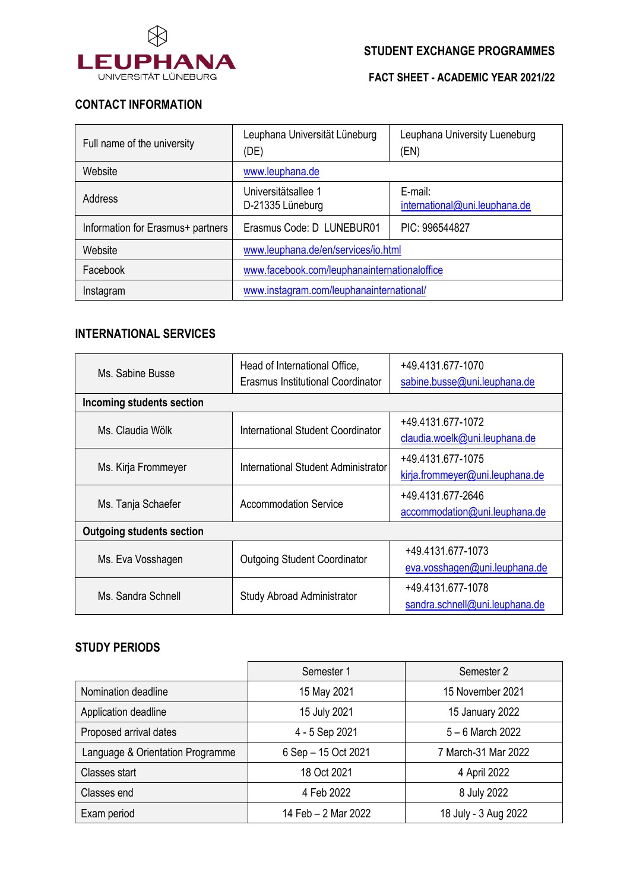LEUPHANA UNIVERSITÄT LÜNEBURG

**STUDENT EXCHANGE PROGRAMMES**

**FACT SHEET - ACADEMIC YEAR 2021/22**

## CONTACT INFORMATION

| | | |
|---|---|---|
| Full name of the university | Leuphana Universität Lüneburg (DE) | Leuphana University Lueneburg (EN) |
| Website | www.leuphana.de | |
| Address | Universitätsallee 1<br>D-21335 Lüneburg | E-mail:<br>international@uni.leuphana.de |
| Information for Erasmus+ partners | Erasmus Code: D LUNEBUR01 | PIC: 996544827 |
| Website | www.leuphana.de/en/services/io.html | |
| Facebook | www.facebook.com/leuphanainternationaloffice | |
| Instagram | www.instagram.com/leuphanainternational/ | |

## INTERNATIONAL SERVICES

| | | |
|---|---|---|
| Ms. Sabine Busse | Head of International Office, Erasmus Institutional Coordinator | +49.4131.677-1070<br>sabine.busse@uni.leuphana.de |
| **Incoming students section** | | |
| Ms. Claudia Wölk | International Student Coordinator | +49.4131.677-1072<br>claudia.woelk@uni.leuphana.de |
| Ms. Kirja Frommeyer | International Student Administrator | +49.4131.677-1075<br>kirja.frommeyer@uni.leuphana.de |
| Ms. Tanja Schaefer | Accommodation Service | +49.4131.677-2646<br>accommodation@uni.leuphana.de |
| **Outgoing students section** | | |
| Ms. Eva Vosshagen | Outgoing Student Coordinator | +49.4131.677-1073<br>eva.vosshagen@uni.leuphana.de |
| Ms. Sandra Schnell | Study Abroad Administrator | +49.4131.677-1078<br>sandra.schnell@uni.leuphana.de |

## STUDY PERIODS

| | Semester 1 | Semester 2 |
|---|---|---|
| Nomination deadline | 15 May 2021 | 15 November 2021 |
| Application deadline | 15 July 2021 | 15 January 2022 |
| Proposed arrival dates | 4 - 5 Sep 2021 | 5 – 6 March 2022 |
| Language & Orientation Programme | 6 Sep – 15 Oct 2021 | 7 March-31 Mar 2022 |
| Classes start | 18 Oct 2021 | 4 April 2022 |
| Classes end | 4 Feb 2022 | 8 July 2022 |
| Exam period | 14 Feb – 2 Mar 2022 | 18 July - 3 Aug 2022 |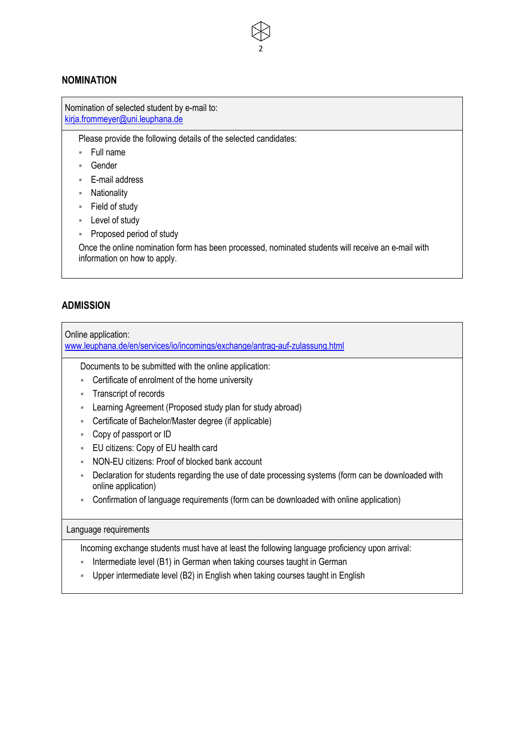## NOMINATION

Nomination of selected student by e-mail to:
kirja.frommeyer@uni.leuphana.de

Please provide the following details of the selected candidates:

- Full name
- Gender
- E-mail address
- Nationality
- Field of study
- Level of study
- Proposed period of study

Once the online nomination form has been processed, nominated students will receive an e-mail with information on how to apply.

## ADMISSION

Online application:
www.leuphana.de/en/services/io/incomings/exchange/antrag-auf-zulassung.html

Documents to be submitted with the online application:

- Certificate of enrolment of the home university
- Transcript of records
- Learning Agreement (Proposed study plan for study abroad)
- Certificate of Bachelor/Master degree (if applicable)
- Copy of passport or ID
- EU citizens: Copy of EU health card
- NON-EU citizens: Proof of blocked bank account
- Declaration for students regarding the use of date processing systems (form can be downloaded with online application)
- Confirmation of language requirements (form can be downloaded with online application)

Language requirements

Incoming exchange students must have at least the following language proficiency upon arrival:

- Intermediate level (B1) in German when taking courses taught in German
- Upper intermediate level (B2) in English when taking courses taught in English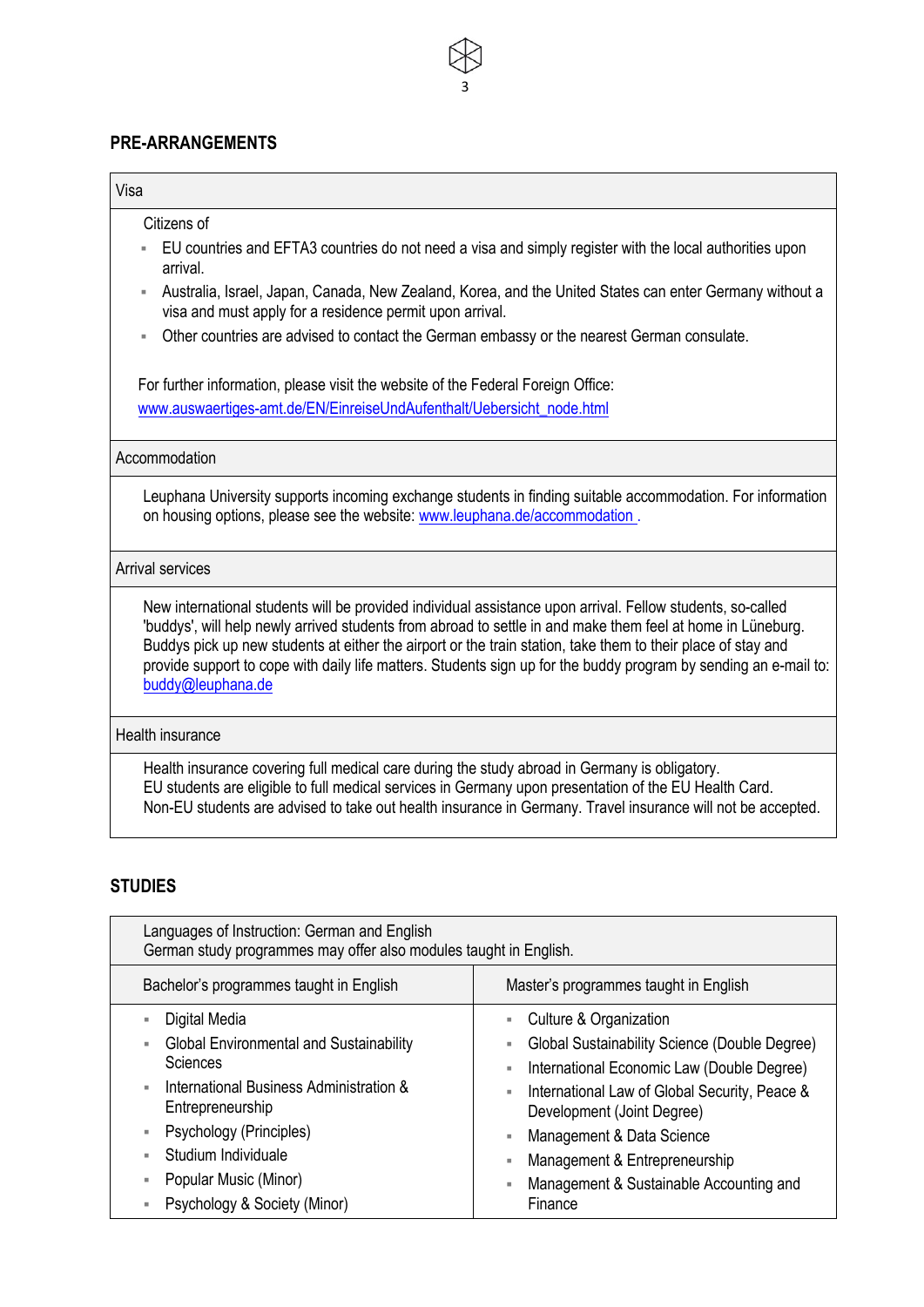## PRE-ARRANGEMENTS

### Visa

Citizens of

- EU countries and EFTA3 countries do not need a visa and simply register with the local authorities upon arrival.
- Australia, Israel, Japan, Canada, New Zealand, Korea, and the United States can enter Germany without a visa and must apply for a residence permit upon arrival.
- Other countries are advised to contact the German embassy or the nearest German consulate.

For further information, please visit the website of the Federal Foreign Office:
www.auswaertiges-amt.de/EN/EinreiseUndAufenthalt/Uebersicht_node.html

### Accommodation

Leuphana University supports incoming exchange students in finding suitable accommodation. For information on housing options, please see the website: www.leuphana.de/accommodation .

### Arrival services

New international students will be provided individual assistance upon arrival. Fellow students, so-called 'buddys', will help newly arrived students from abroad to settle in and make them feel at home in Lüneburg. Buddys pick up new students at either the airport or the train station, take them to their place of stay and provide support to cope with daily life matters. Students sign up for the buddy program by sending an e-mail to: buddy@leuphana.de

### Health insurance

Health insurance covering full medical care during the study abroad in Germany is obligatory.
EU students are eligible to full medical services in Germany upon presentation of the EU Health Card.
Non-EU students are advised to take out health insurance in Germany. Travel insurance will not be accepted.

## STUDIES

Languages of Instruction: German and English
German study programmes may offer also modules taught in English.

| Bachelor's programmes taught in English | Master's programmes taught in English |
|---|---|
| ▪ Digital Media<br>▪ Global Environmental and Sustainability Sciences<br>▪ International Business Administration & Entrepreneurship<br>▪ Psychology (Principles)<br>▪ Studium Individuale<br>▪ Popular Music (Minor)<br>▪ Psychology & Society (Minor) | ▪ Culture & Organization<br>▪ Global Sustainability Science (Double Degree)<br>▪ International Economic Law (Double Degree)<br>▪ International Law of Global Security, Peace & Development (Joint Degree)<br>▪ Management & Data Science<br>▪ Management & Entrepreneurship<br>▪ Management & Sustainable Accounting and Finance |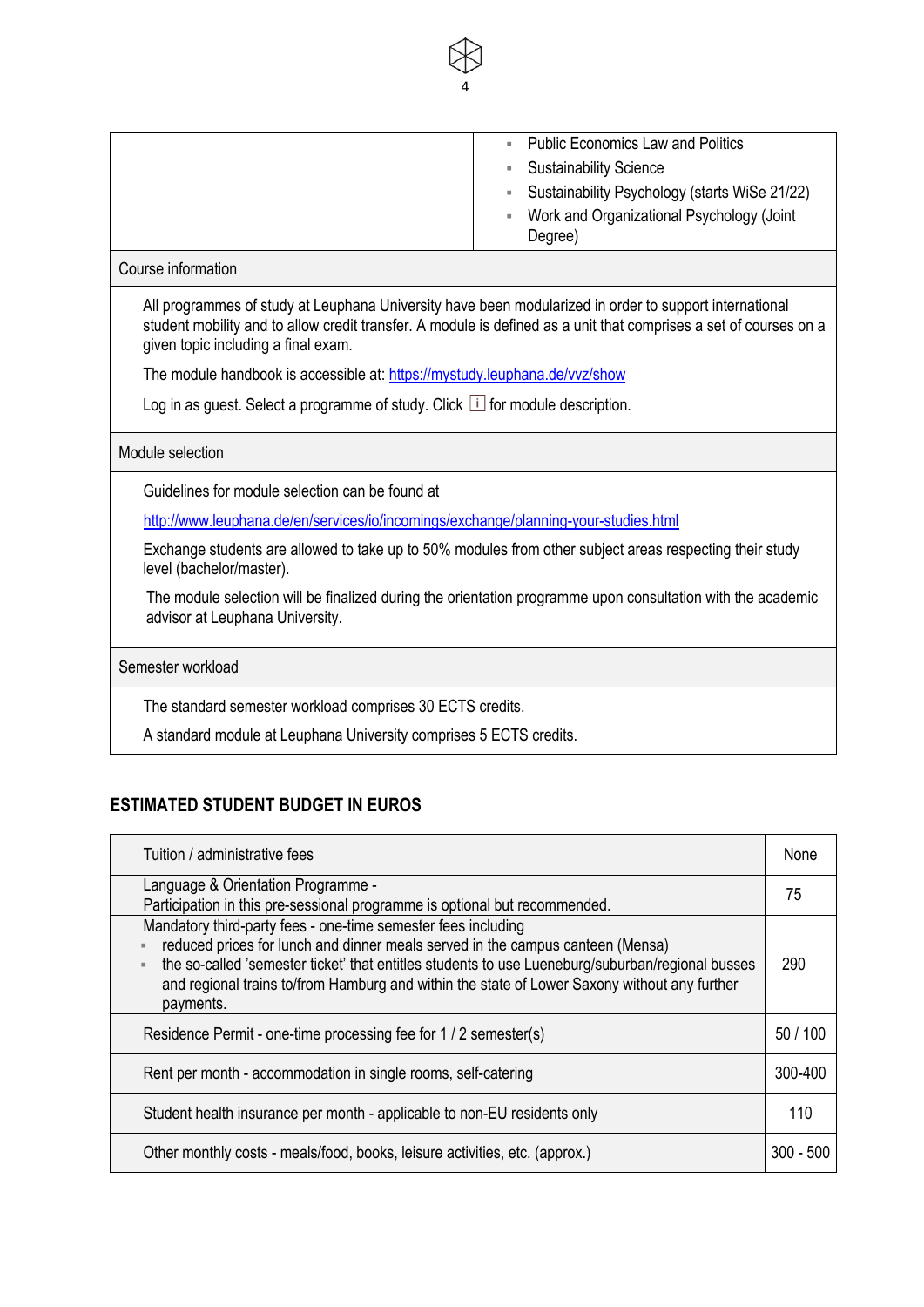| | |
|---|---|
| | - Public Economics Law and Politics<br>- Sustainability Science<br>- Sustainability Psychology (starts WiSe 21/22)<br>- Work and Organizational Psychology (Joint Degree) |

**Course information**

All programmes of study at Leuphana University have been modularized in order to support international student mobility and to allow credit transfer. A module is defined as a unit that comprises a set of courses on a given topic including a final exam.

The module handbook is accessible at: [https://mystudy.leuphana.de/vvz/show](https://mystudy.leuphana.de/vvz/show)

Log in as guest. Select a programme of study. Click ⓘ for module description.

**Module selection**

Guidelines for module selection can be found at

[http://www.leuphana.de/en/services/io/incomings/exchange/planning-your-studies.html](http://www.leuphana.de/en/services/io/incomings/exchange/planning-your-studies.html)

Exchange students are allowed to take up to 50% modules from other subject areas respecting their study level (bachelor/master).

The module selection will be finalized during the orientation programme upon consultation with the academic advisor at Leuphana University.

**Semester workload**

The standard semester workload comprises 30 ECTS credits.

A standard module at Leuphana University comprises 5 ECTS credits.

## ESTIMATED STUDENT BUDGET IN EUROS

| | |
|---|---|
| Tuition / administrative fees | None |
| Language & Orientation Programme -<br>Participation in this pre-sessional programme is optional but recommended. | 75 |
| Mandatory third-party fees - one-time semester fees including<br>- reduced prices for lunch and dinner meals served in the campus canteen (Mensa)<br>- the so-called 'semester ticket' that entitles students to use Lueneburg/suburban/regional busses and regional trains to/from Hamburg and within the state of Lower Saxony without any further payments. | 290 |
| Residence Permit - one-time processing fee for 1 / 2 semester(s) | 50 / 100 |
| Rent per month - accommodation in single rooms, self-catering | 300-400 |
| Student health insurance per month - applicable to non-EU residents only | 110 |
| Other monthly costs - meals/food, books, leisure activities, etc. (approx.) | 300 - 500 |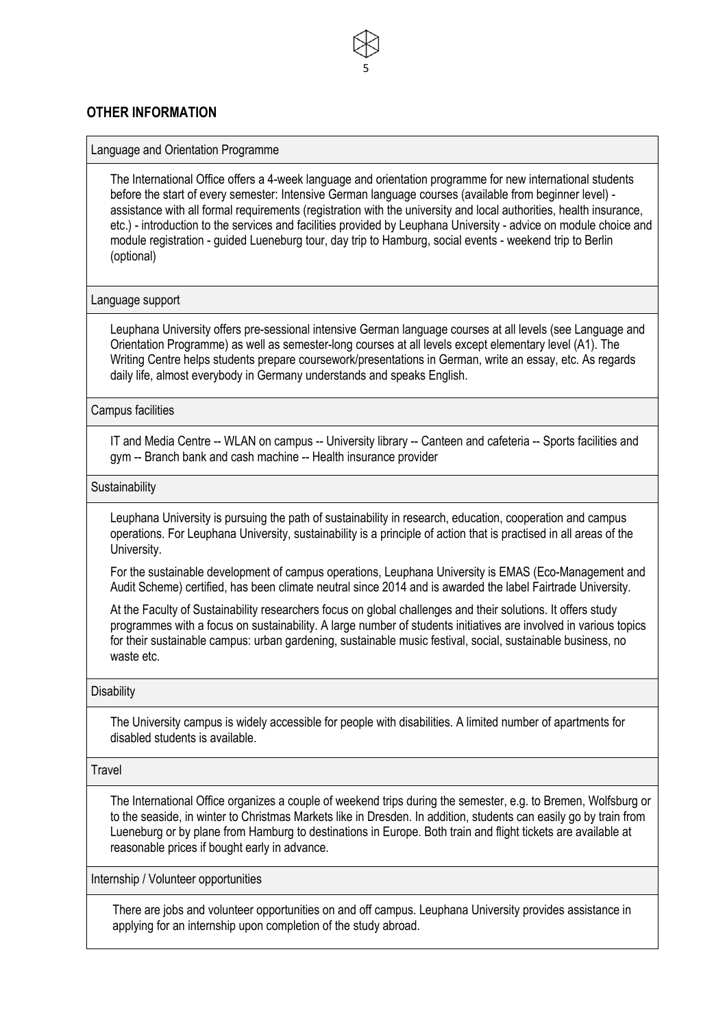## OTHER INFORMATION

### Language and Orientation Programme

The International Office offers a 4-week language and orientation programme for new international students before the start of every semester: Intensive German language courses (available from beginner level) - assistance with all formal requirements (registration with the university and local authorities, health insurance, etc.) - introduction to the services and facilities provided by Leuphana University - advice on module choice and module registration - guided Lueneburg tour, day trip to Hamburg, social events - weekend trip to Berlin (optional)

### Language support

Leuphana University offers pre-sessional intensive German language courses at all levels (see Language and Orientation Programme) as well as semester-long courses at all levels except elementary level (A1). The Writing Centre helps students prepare coursework/presentations in German, write an essay, etc. As regards daily life, almost everybody in Germany understands and speaks English.

### Campus facilities

IT and Media Centre -- WLAN on campus -- University library -- Canteen and cafeteria -- Sports facilities and gym -- Branch bank and cash machine -- Health insurance provider

### Sustainability

Leuphana University is pursuing the path of sustainability in research, education, cooperation and campus operations. For Leuphana University, sustainability is a principle of action that is practised in all areas of the University.

For the sustainable development of campus operations, Leuphana University is EMAS (Eco-Management and Audit Scheme) certified, has been climate neutral since 2014 and is awarded the label Fairtrade University.

At the Faculty of Sustainability researchers focus on global challenges and their solutions. It offers study programmes with a focus on sustainability. A large number of students initiatives are involved in various topics for their sustainable campus: urban gardening, sustainable music festival, social, sustainable business, no waste etc.

### Disability

The University campus is widely accessible for people with disabilities. A limited number of apartments for disabled students is available.

### Travel

The International Office organizes a couple of weekend trips during the semester, e.g. to Bremen, Wolfsburg or to the seaside, in winter to Christmas Markets like in Dresden. In addition, students can easily go by train from Lueneburg or by plane from Hamburg to destinations in Europe. Both train and flight tickets are available at reasonable prices if bought early in advance.

### Internship / Volunteer opportunities

There are jobs and volunteer opportunities on and off campus. Leuphana University provides assistance in applying for an internship upon completion of the study abroad.